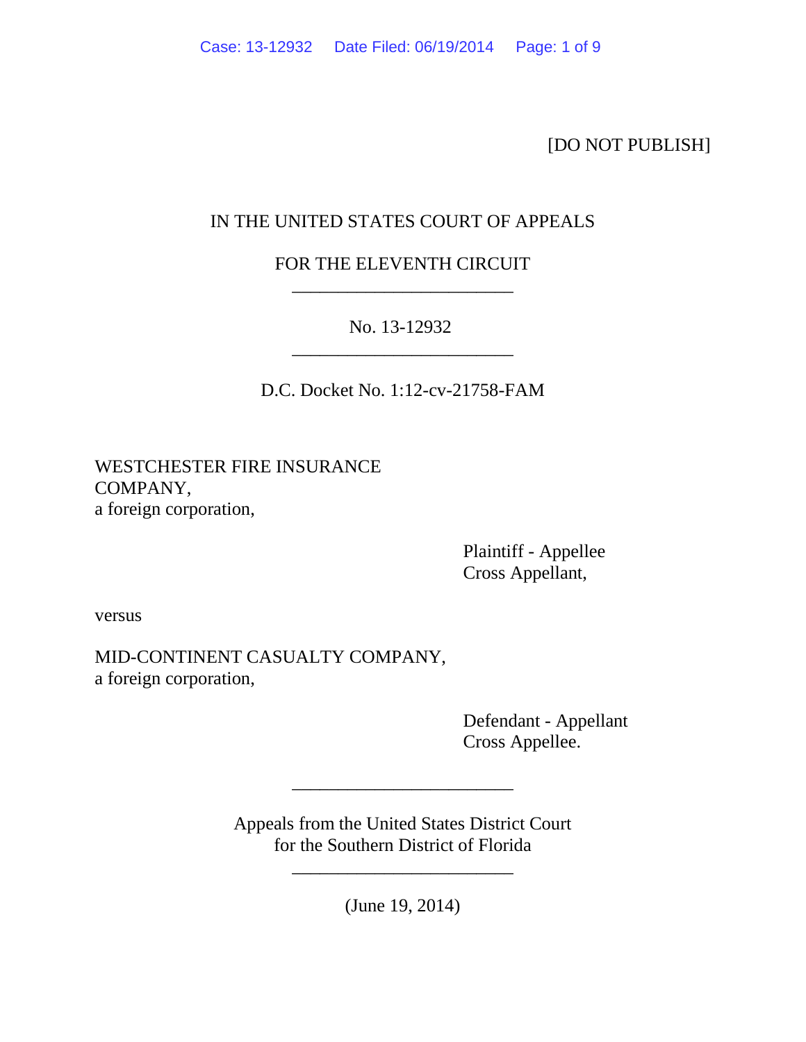[DO NOT PUBLISH]

IN THE UNITED STATES COURT OF APPEALS

FOR THE ELEVENTH CIRCUIT

---

No. 13-12932

---

D.C. Docket No. 1:12-cv-21758-FAM

WESTCHESTER FIRE INSURANCE COMPANY,
a foreign corporation,

Plaintiff - Appellee
Cross Appellant,

versus

MID-CONTINENT CASUALTY COMPANY,
a foreign corporation,

Defendant - Appellant
Cross Appellee.

---

Appeals from the United States District Court
for the Southern District of Florida

---

(June 19, 2014)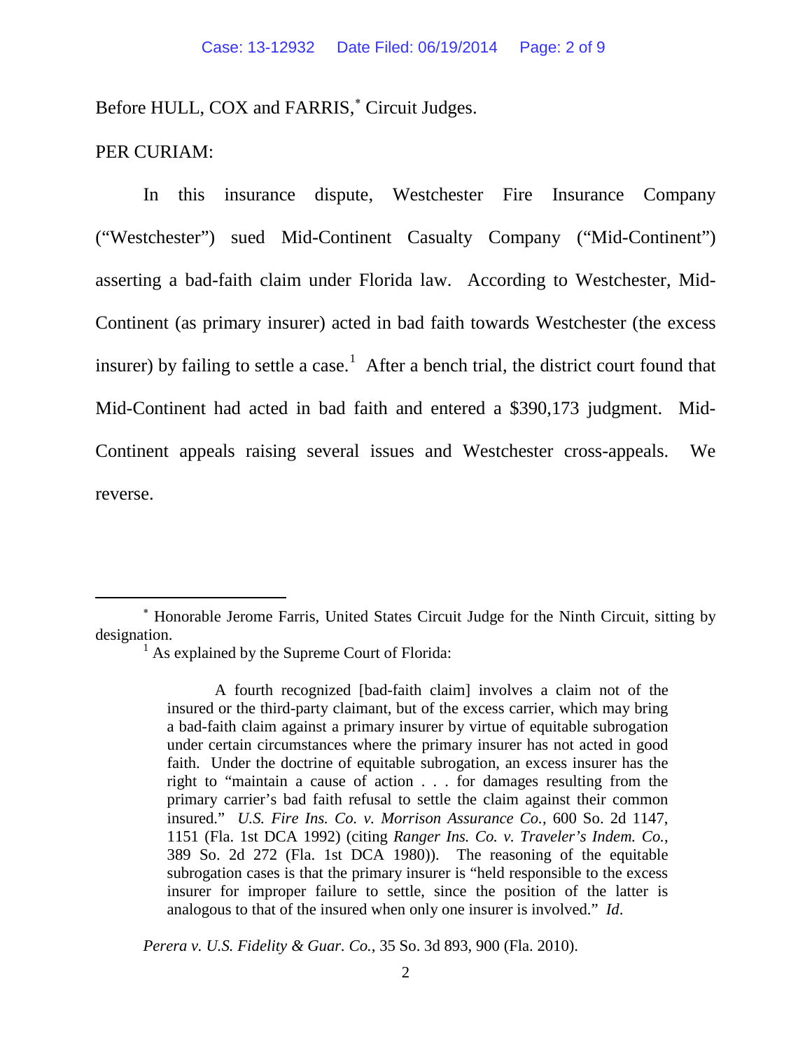Before HULL, COX and FARRIS,[*] Circuit Judges.

PER CURIAM:

In this insurance dispute, Westchester Fire Insurance Company ("Westchester") sued Mid-Continent Casualty Company ("Mid-Continent") asserting a bad-faith claim under Florida law. According to Westchester, Mid-Continent (as primary insurer) acted in bad faith towards Westchester (the excess insurer) by failing to settle a case.[1] After a bench trial, the district court found that Mid-Continent had acted in bad faith and entered a $390,173 judgment. Mid-Continent appeals raising several issues and Westchester cross-appeals. We reverse.

---

[*] Honorable Jerome Farris, United States Circuit Judge for the Ninth Circuit, sitting by designation.

[1] As explained by the Supreme Court of Florida:

> A fourth recognized [bad-faith claim] involves a claim not of the insured or the third-party claimant, but of the excess carrier, which may bring a bad-faith claim against a primary insurer by virtue of equitable subrogation under certain circumstances where the primary insurer has not acted in good faith. Under the doctrine of equitable subrogation, an excess insurer has the right to "maintain a cause of action . . . for damages resulting from the primary carrier's bad faith refusal to settle the claim against their common insured." *U.S. Fire Ins. Co. v. Morrison Assurance Co.*, 600 So. 2d 1147, 1151 (Fla. 1st DCA 1992) (citing *Ranger Ins. Co. v. Traveler's Indem. Co.*, 389 So. 2d 272 (Fla. 1st DCA 1980)). The reasoning of the equitable subrogation cases is that the primary insurer is "held responsible to the excess insurer for improper failure to settle, since the position of the latter is analogous to that of the insured when only one insurer is involved." *Id*.

*Perera v. U.S. Fidelity & Guar. Co.*, 35 So. 3d 893, 900 (Fla. 2010).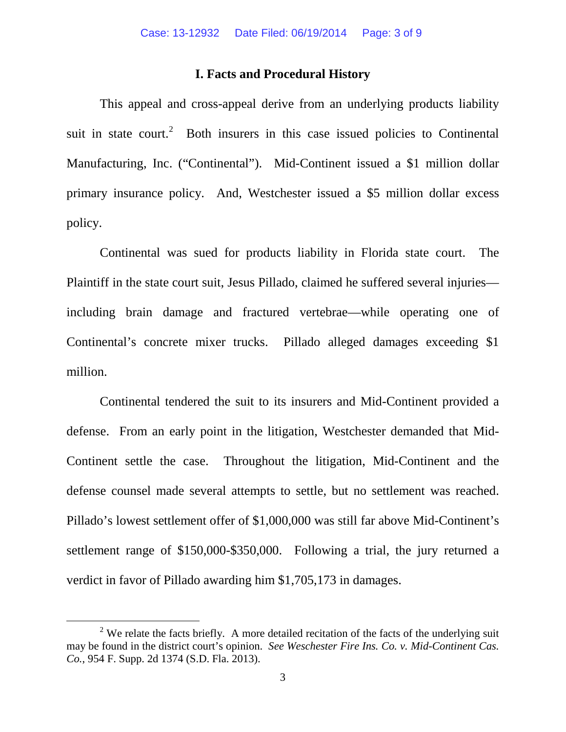## I. Facts and Procedural History

This appeal and cross-appeal derive from an underlying products liability suit in state court.[2] Both insurers in this case issued policies to Continental Manufacturing, Inc. ("Continental"). Mid-Continent issued a $1 million dollar primary insurance policy. And, Westchester issued a $5 million dollar excess policy.

Continental was sued for products liability in Florida state court. The Plaintiff in the state court suit, Jesus Pillado, claimed he suffered several injuries—including brain damage and fractured vertebrae—while operating one of Continental's concrete mixer trucks. Pillado alleged damages exceeding $1 million.

Continental tendered the suit to its insurers and Mid-Continent provided a defense. From an early point in the litigation, Westchester demanded that Mid-Continent settle the case. Throughout the litigation, Mid-Continent and the defense counsel made several attempts to settle, but no settlement was reached. Pillado's lowest settlement offer of $1,000,000 was still far above Mid-Continent's settlement range of $150,000-$350,000. Following a trial, the jury returned a verdict in favor of Pillado awarding him $1,705,173 in damages.

---

[2] We relate the facts briefly. A more detailed recitation of the facts of the underlying suit may be found in the district court's opinion. *See Weschester Fire Ins. Co. v. Mid-Continent Cas. Co.*, 954 F. Supp. 2d 1374 (S.D. Fla. 2013).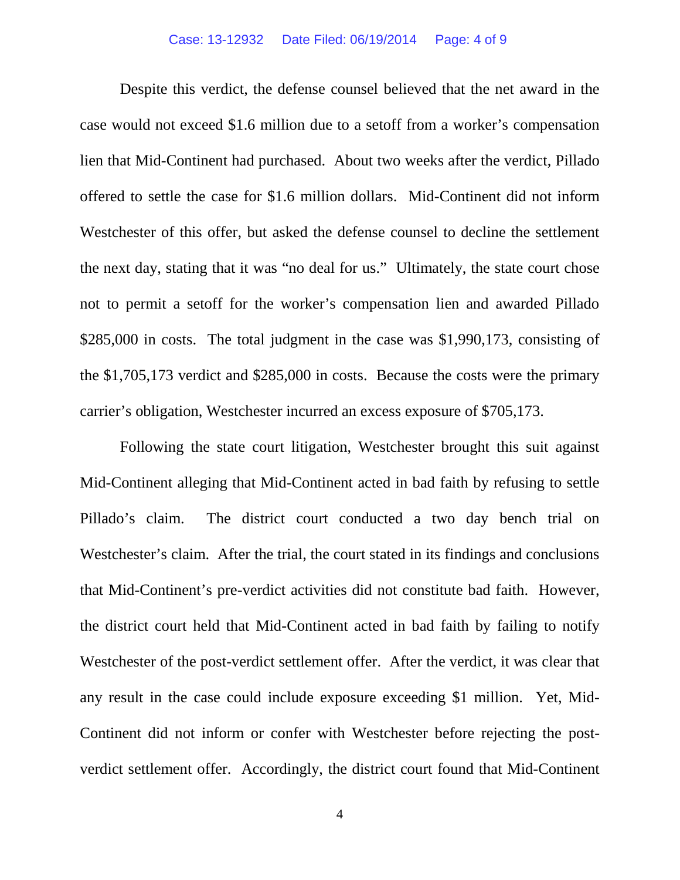Despite this verdict, the defense counsel believed that the net award in the case would not exceed $1.6 million due to a setoff from a worker's compensation lien that Mid-Continent had purchased. About two weeks after the verdict, Pillado offered to settle the case for $1.6 million dollars. Mid-Continent did not inform Westchester of this offer, but asked the defense counsel to decline the settlement the next day, stating that it was "no deal for us." Ultimately, the state court chose not to permit a setoff for the worker's compensation lien and awarded Pillado $285,000 in costs. The total judgment in the case was $1,990,173, consisting of the $1,705,173 verdict and $285,000 in costs. Because the costs were the primary carrier's obligation, Westchester incurred an excess exposure of $705,173.

Following the state court litigation, Westchester brought this suit against Mid-Continent alleging that Mid-Continent acted in bad faith by refusing to settle Pillado's claim. The district court conducted a two day bench trial on Westchester's claim. After the trial, the court stated in its findings and conclusions that Mid-Continent's pre-verdict activities did not constitute bad faith. However, the district court held that Mid-Continent acted in bad faith by failing to notify Westchester of the post-verdict settlement offer. After the verdict, it was clear that any result in the case could include exposure exceeding $1 million. Yet, Mid-Continent did not inform or confer with Westchester before rejecting the post-verdict settlement offer. Accordingly, the district court found that Mid-Continent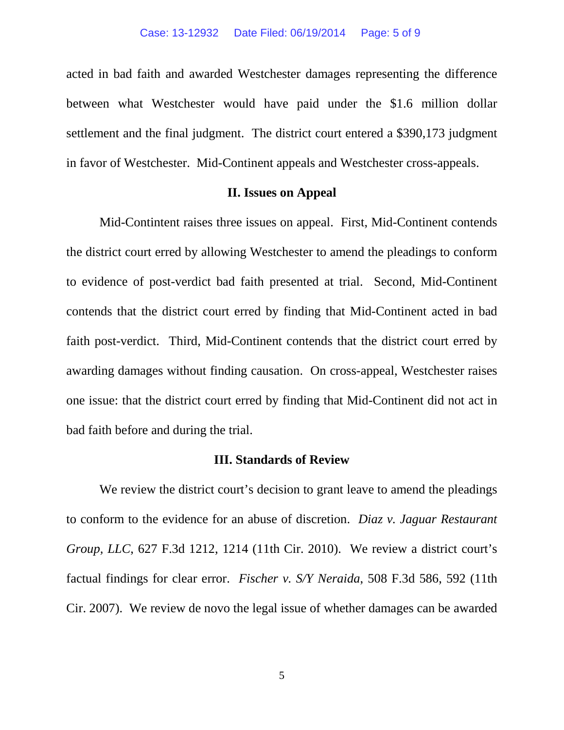acted in bad faith and awarded Westchester damages representing the difference between what Westchester would have paid under the $1.6 million dollar settlement and the final judgment. The district court entered a $390,173 judgment in favor of Westchester. Mid-Continent appeals and Westchester cross-appeals.

## II. Issues on Appeal

Mid-Contintent raises three issues on appeal. First, Mid-Continent contends the district court erred by allowing Westchester to amend the pleadings to conform to evidence of post-verdict bad faith presented at trial. Second, Mid-Continent contends that the district court erred by finding that Mid-Continent acted in bad faith post-verdict. Third, Mid-Continent contends that the district court erred by awarding damages without finding causation. On cross-appeal, Westchester raises one issue: that the district court erred by finding that Mid-Continent did not act in bad faith before and during the trial.

## III. Standards of Review

We review the district court's decision to grant leave to amend the pleadings to conform to the evidence for an abuse of discretion. *Diaz v. Jaguar Restaurant Group, LLC*, 627 F.3d 1212, 1214 (11th Cir. 2010). We review a district court's factual findings for clear error. *Fischer v. S/Y Neraida*, 508 F.3d 586, 592 (11th Cir. 2007). We review de novo the legal issue of whether damages can be awarded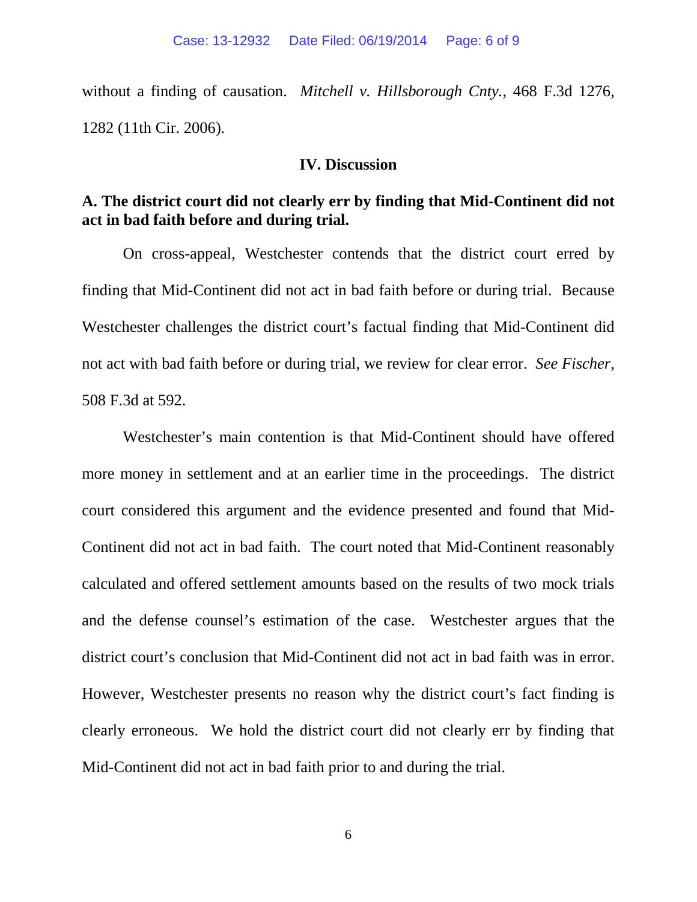without a finding of causation. *Mitchell v. Hillsborough Cnty.*, 468 F.3d 1276, 1282 (11th Cir. 2006).

## IV. Discussion

### A. The district court did not clearly err by finding that Mid-Continent did not act in bad faith before and during trial.

On cross-appeal, Westchester contends that the district court erred by finding that Mid-Continent did not act in bad faith before or during trial. Because Westchester challenges the district court's factual finding that Mid-Continent did not act with bad faith before or during trial, we review for clear error. *See Fischer*, 508 F.3d at 592.

Westchester's main contention is that Mid-Continent should have offered more money in settlement and at an earlier time in the proceedings. The district court considered this argument and the evidence presented and found that Mid-Continent did not act in bad faith. The court noted that Mid-Continent reasonably calculated and offered settlement amounts based on the results of two mock trials and the defense counsel's estimation of the case. Westchester argues that the district court's conclusion that Mid-Continent did not act in bad faith was in error. However, Westchester presents no reason why the district court's fact finding is clearly erroneous. We hold the district court did not clearly err by finding that Mid-Continent did not act in bad faith prior to and during the trial.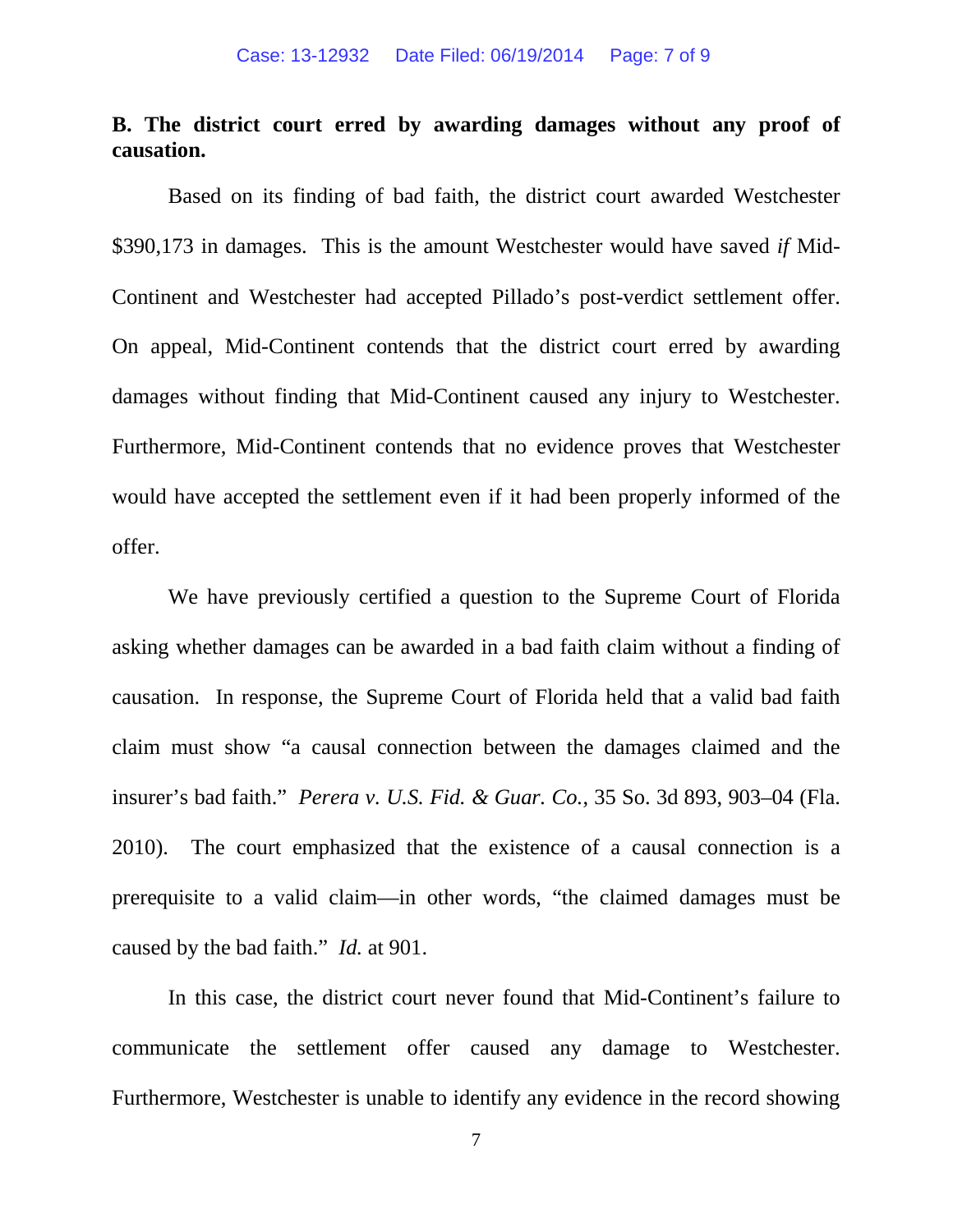**B. The district court erred by awarding damages without any proof of causation.**

Based on its finding of bad faith, the district court awarded Westchester $390,173 in damages. This is the amount Westchester would have saved *if* Mid-Continent and Westchester had accepted Pillado's post-verdict settlement offer. On appeal, Mid-Continent contends that the district court erred by awarding damages without finding that Mid-Continent caused any injury to Westchester. Furthermore, Mid-Continent contends that no evidence proves that Westchester would have accepted the settlement even if it had been properly informed of the offer.

We have previously certified a question to the Supreme Court of Florida asking whether damages can be awarded in a bad faith claim without a finding of causation. In response, the Supreme Court of Florida held that a valid bad faith claim must show "a causal connection between the damages claimed and the insurer's bad faith." *Perera v. U.S. Fid. & Guar. Co.*, 35 So. 3d 893, 903–04 (Fla. 2010). The court emphasized that the existence of a causal connection is a prerequisite to a valid claim—in other words, "the claimed damages must be caused by the bad faith." *Id.* at 901.

In this case, the district court never found that Mid-Continent's failure to communicate the settlement offer caused any damage to Westchester. Furthermore, Westchester is unable to identify any evidence in the record showing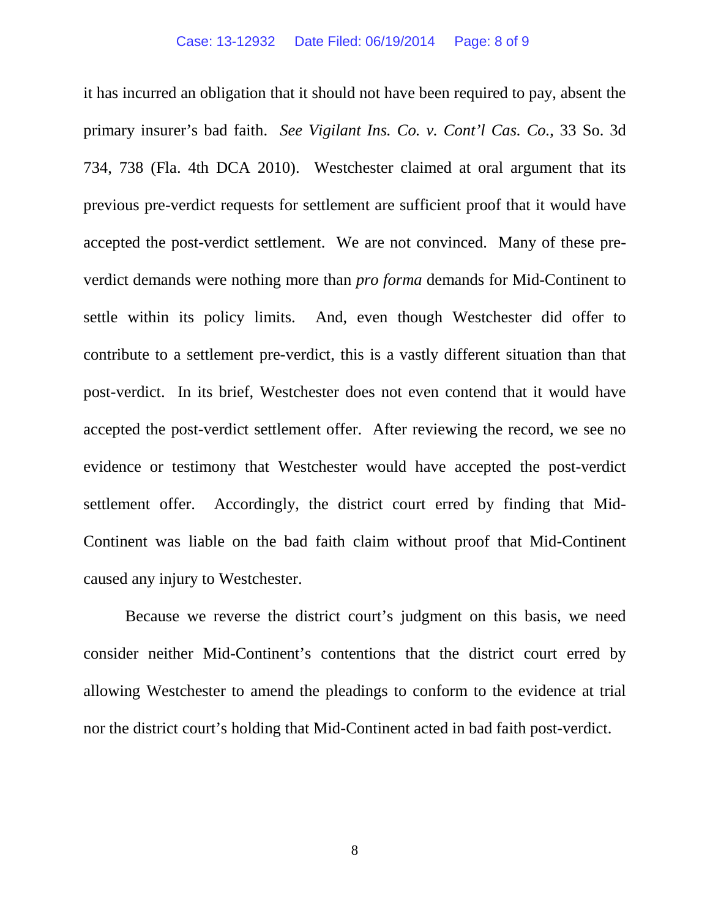it has incurred an obligation that it should not have been required to pay, absent the primary insurer's bad faith. *See Vigilant Ins. Co. v. Cont'l Cas. Co.*, 33 So. 3d 734, 738 (Fla. 4th DCA 2010). Westchester claimed at oral argument that its previous pre-verdict requests for settlement are sufficient proof that it would have accepted the post-verdict settlement. We are not convinced. Many of these pre-verdict demands were nothing more than *pro forma* demands for Mid-Continent to settle within its policy limits. And, even though Westchester did offer to contribute to a settlement pre-verdict, this is a vastly different situation than that post-verdict. In its brief, Westchester does not even contend that it would have accepted the post-verdict settlement offer. After reviewing the record, we see no evidence or testimony that Westchester would have accepted the post-verdict settlement offer. Accordingly, the district court erred by finding that Mid-Continent was liable on the bad faith claim without proof that Mid-Continent caused any injury to Westchester.

Because we reverse the district court's judgment on this basis, we need consider neither Mid-Continent's contentions that the district court erred by allowing Westchester to amend the pleadings to conform to the evidence at trial nor the district court's holding that Mid-Continent acted in bad faith post-verdict.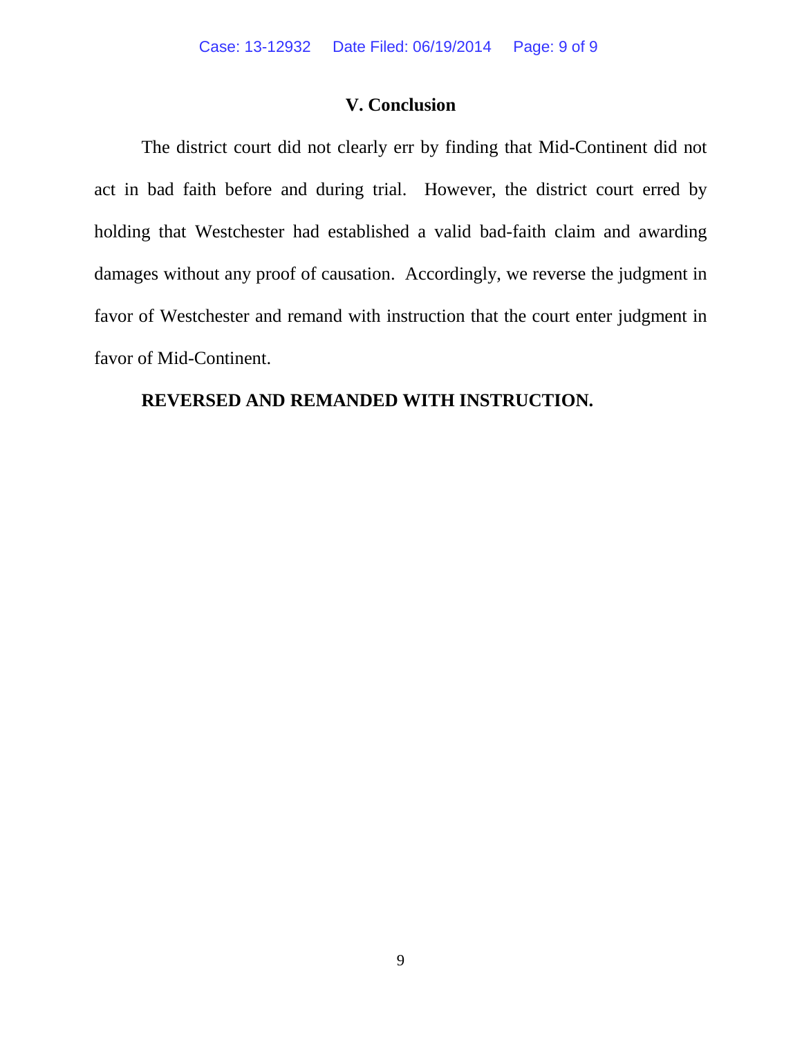## V. Conclusion

The district court did not clearly err by finding that Mid-Continent did not act in bad faith before and during trial. However, the district court erred by holding that Westchester had established a valid bad-faith claim and awarding damages without any proof of causation. Accordingly, we reverse the judgment in favor of Westchester and remand with instruction that the court enter judgment in favor of Mid-Continent.

**REVERSED AND REMANDED WITH INSTRUCTION.**